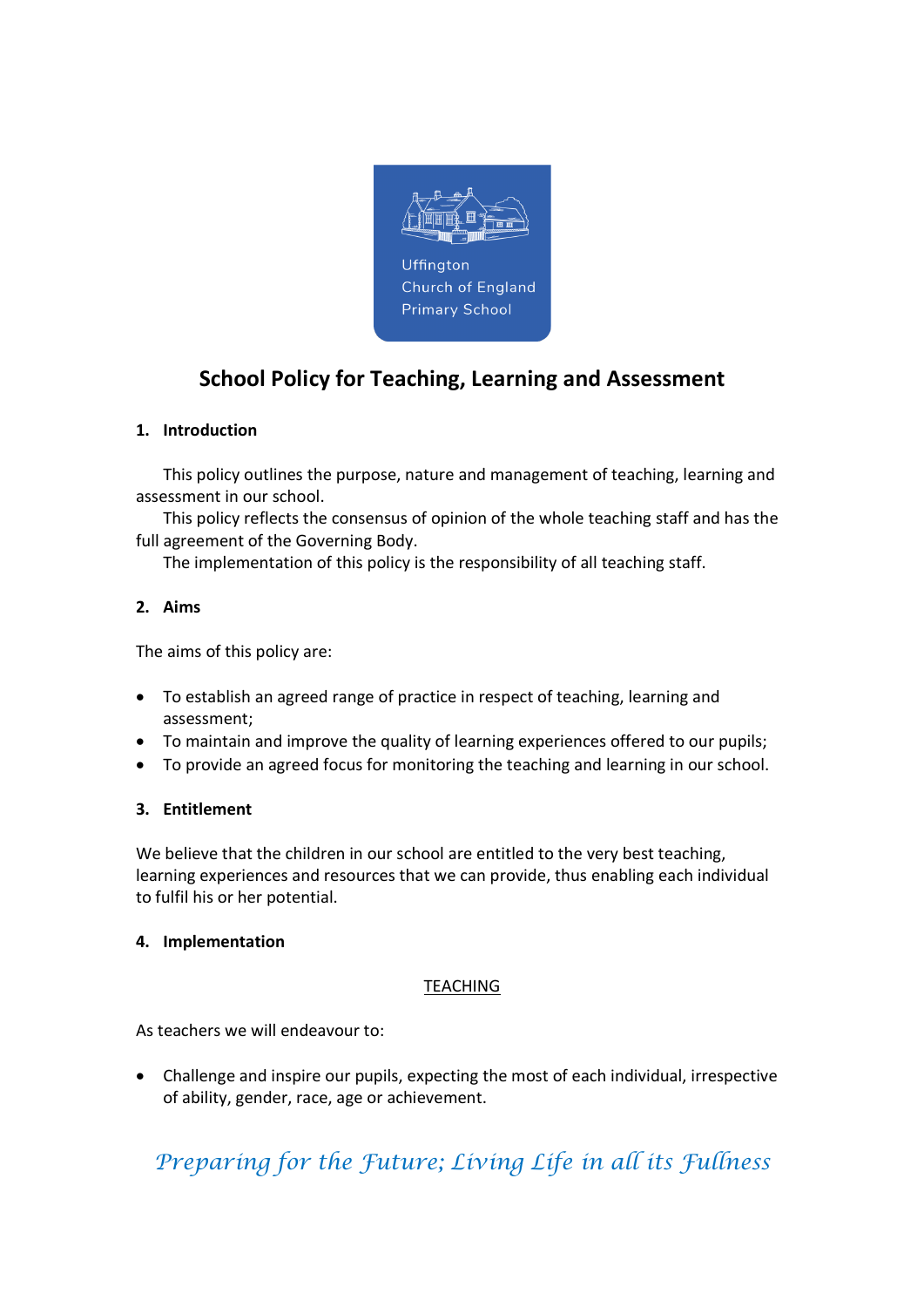Uffington Church of England Primary School

# School Policy for Teaching, Learning and Assessment

## 1. Introduction

This policy outlines the purpose, nature and management of teaching, learning and assessment in our school.

This policy reflects the consensus of opinion of the whole teaching staff and has the full agreement of the Governing Body.

The implementation of this policy is the responsibility of all teaching staff.

## 2. Aims

The aims of this policy are:

- To establish an agreed range of practice in respect of teaching, learning and assessment;
- To maintain and improve the quality of learning experiences offered to our pupils;
- To provide an agreed focus for monitoring the teaching and learning in our school.

## 3. Entitlement

We believe that the children in our school are entitled to the very best teaching, learning experiences and resources that we can provide, thus enabling each individual to fulfil his or her potential.

## 4. Implementation

<u>TEACHING</u>

As teachers we will endeavour to:

- Challenge and inspire our pupils, expecting the most of each individual, irrespective of ability, gender, race, age or achievement.

*Preparing for the Future; Living Life in all its Fullness*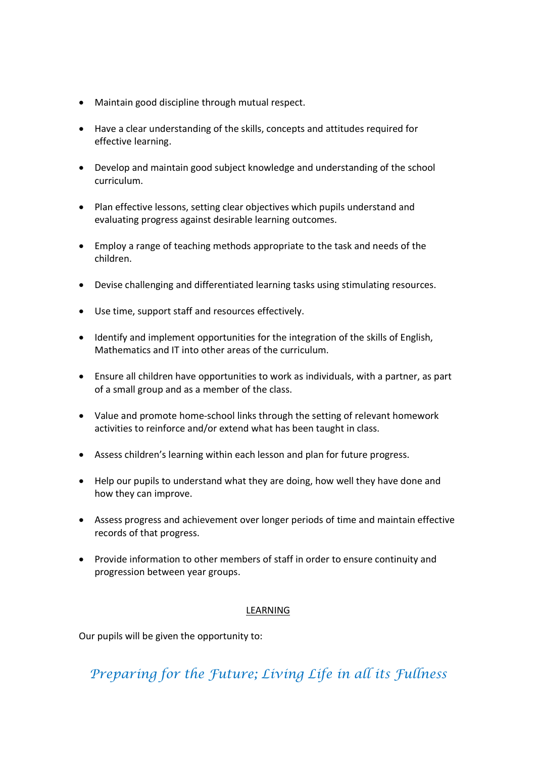- Maintain good discipline through mutual respect.
- Have a clear understanding of the skills, concepts and attitudes required for effective learning.
- Develop and maintain good subject knowledge and understanding of the school curriculum.
- Plan effective lessons, setting clear objectives which pupils understand and evaluating progress against desirable learning outcomes.
- Employ a range of teaching methods appropriate to the task and needs of the children.
- Devise challenging and differentiated learning tasks using stimulating resources.
- Use time, support staff and resources effectively.
- Identify and implement opportunities for the integration of the skills of English, Mathematics and IT into other areas of the curriculum.
- Ensure all children have opportunities to work as individuals, with a partner, as part of a small group and as a member of the class.
- Value and promote home-school links through the setting of relevant homework activities to reinforce and/or extend what has been taught in class.
- Assess children's learning within each lesson and plan for future progress.
- Help our pupils to understand what they are doing, how well they have done and how they can improve.
- Assess progress and achievement over longer periods of time and maintain effective records of that progress.
- Provide information to other members of staff in order to ensure continuity and progression between year groups.

## LEARNING

Our pupils will be given the opportunity to: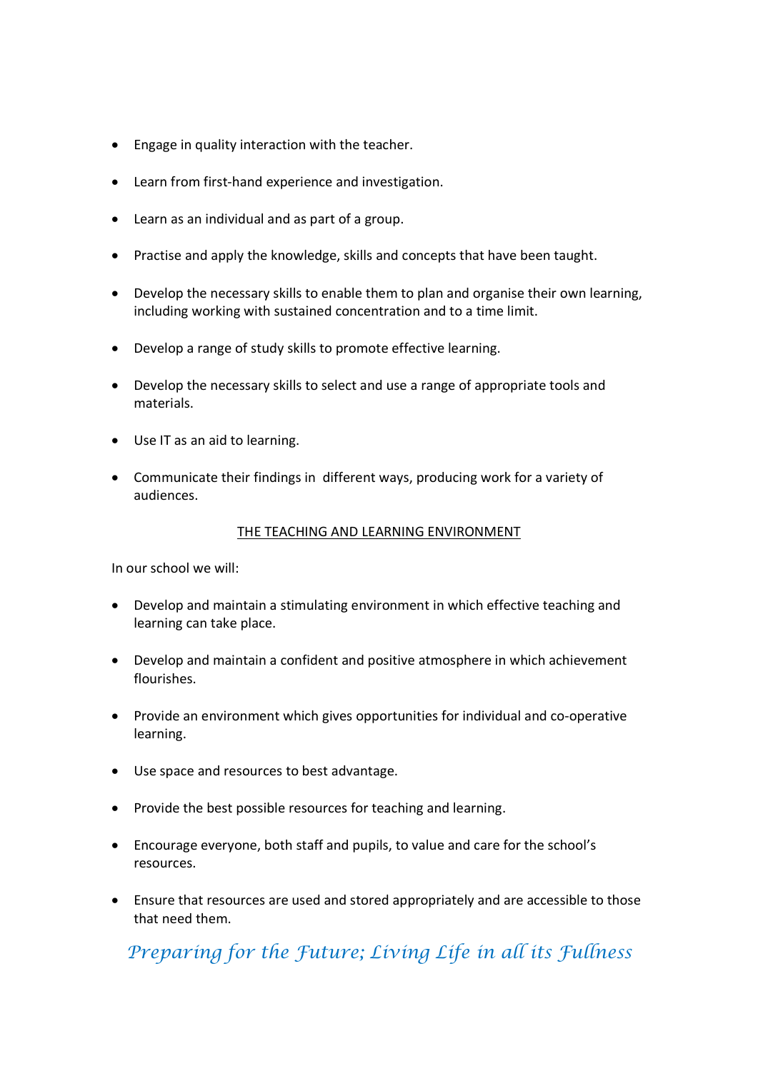- Engage in quality interaction with the teacher.
- Learn from first-hand experience and investigation.
- Learn as an individual and as part of a group.
- Practise and apply the knowledge, skills and concepts that have been taught.
- Develop the necessary skills to enable them to plan and organise their own learning, including working with sustained concentration and to a time limit.
- Develop a range of study skills to promote effective learning.
- Develop the necessary skills to select and use a range of appropriate tools and materials.
- Use IT as an aid to learning.
- Communicate their findings in different ways, producing work for a variety of audiences.

## THE TEACHING AND LEARNING ENVIRONMENT

In our school we will:

- Develop and maintain a stimulating environment in which effective teaching and learning can take place.
- Develop and maintain a confident and positive atmosphere in which achievement flourishes.
- Provide an environment which gives opportunities for individual and co-operative learning.
- Use space and resources to best advantage.
- Provide the best possible resources for teaching and learning.
- Encourage everyone, both staff and pupils, to value and care for the school's resources.
- Ensure that resources are used and stored appropriately and are accessible to those that need them.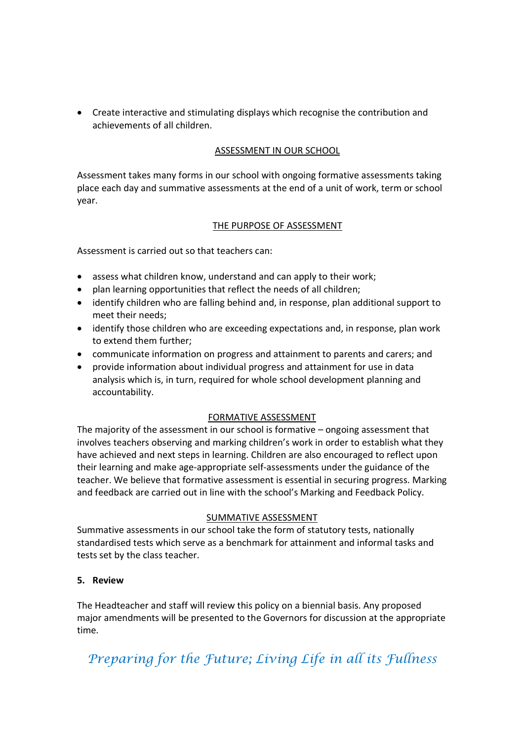- Create interactive and stimulating displays which recognise the contribution and achievements of all children.

### ASSESSMENT IN OUR SCHOOL

Assessment takes many forms in our school with ongoing formative assessments taking place each day and summative assessments at the end of a unit of work, term or school year.

### THE PURPOSE OF ASSESSMENT

Assessment is carried out so that teachers can:

- assess what children know, understand and can apply to their work;
- plan learning opportunities that reflect the needs of all children;
- identify children who are falling behind and, in response, plan additional support to meet their needs;
- identify those children who are exceeding expectations and, in response, plan work to extend them further;
- communicate information on progress and attainment to parents and carers; and
- provide information about individual progress and attainment for use in data analysis which is, in turn, required for whole school development planning and accountability.

### FORMATIVE ASSESSMENT

The majority of the assessment in our school is formative – ongoing assessment that involves teachers observing and marking children's work in order to establish what they have achieved and next steps in learning. Children are also encouraged to reflect upon their learning and make age-appropriate self-assessments under the guidance of the teacher. We believe that formative assessment is essential in securing progress. Marking and feedback are carried out in line with the school's Marking and Feedback Policy.

### SUMMATIVE ASSESSMENT

Summative assessments in our school take the form of statutory tests, nationally standardised tests which serve as a benchmark for attainment and informal tasks and tests set by the class teacher.

## 5. Review

The Headteacher and staff will review this policy on a biennial basis. Any proposed major amendments will be presented to the Governors for discussion at the appropriate time.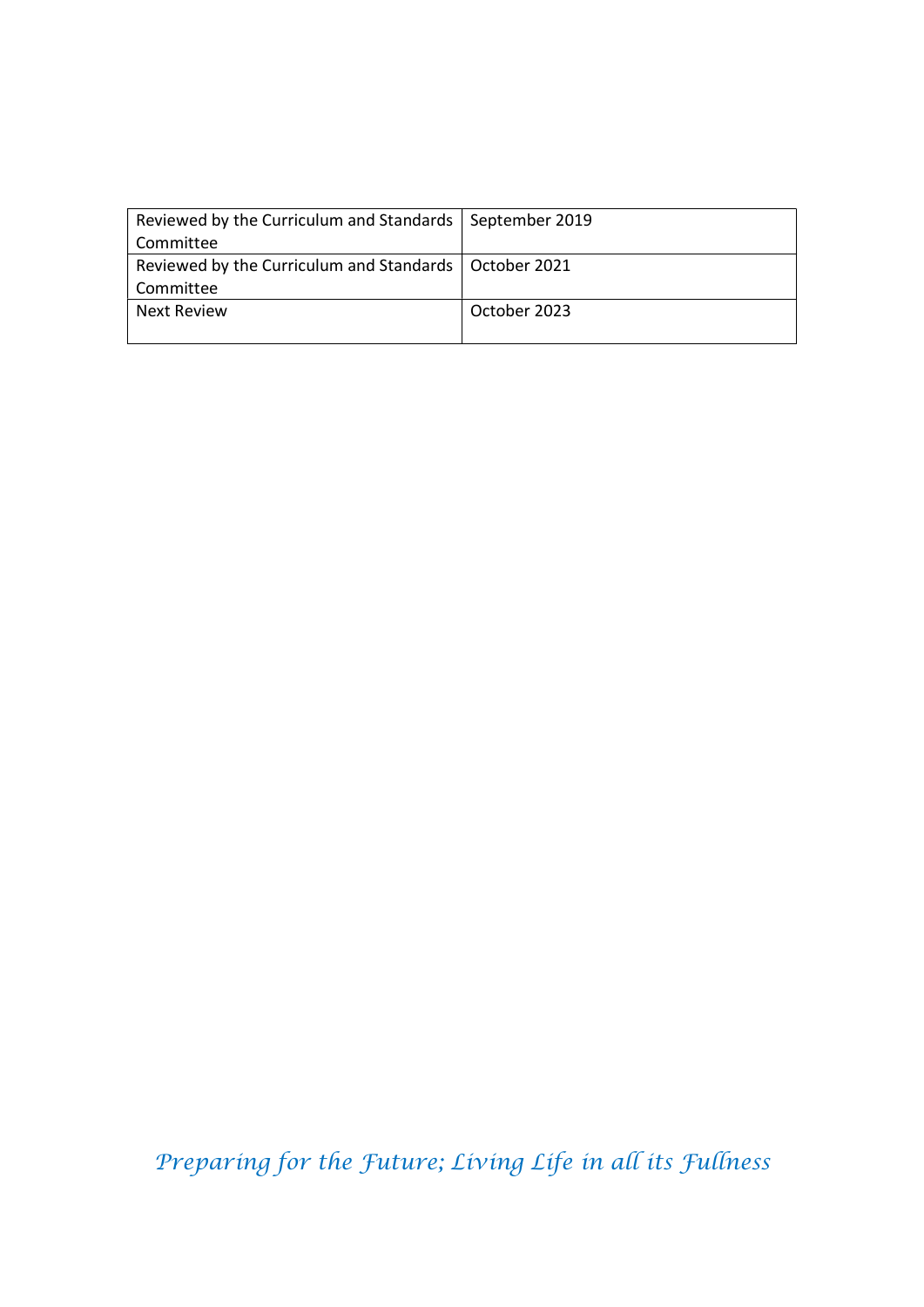| | |
|---|---|
| Reviewed by the Curriculum and Standards Committee | September 2019 |
| Reviewed by the Curriculum and Standards Committee | October 2021 |
| Next Review | October 2023 |